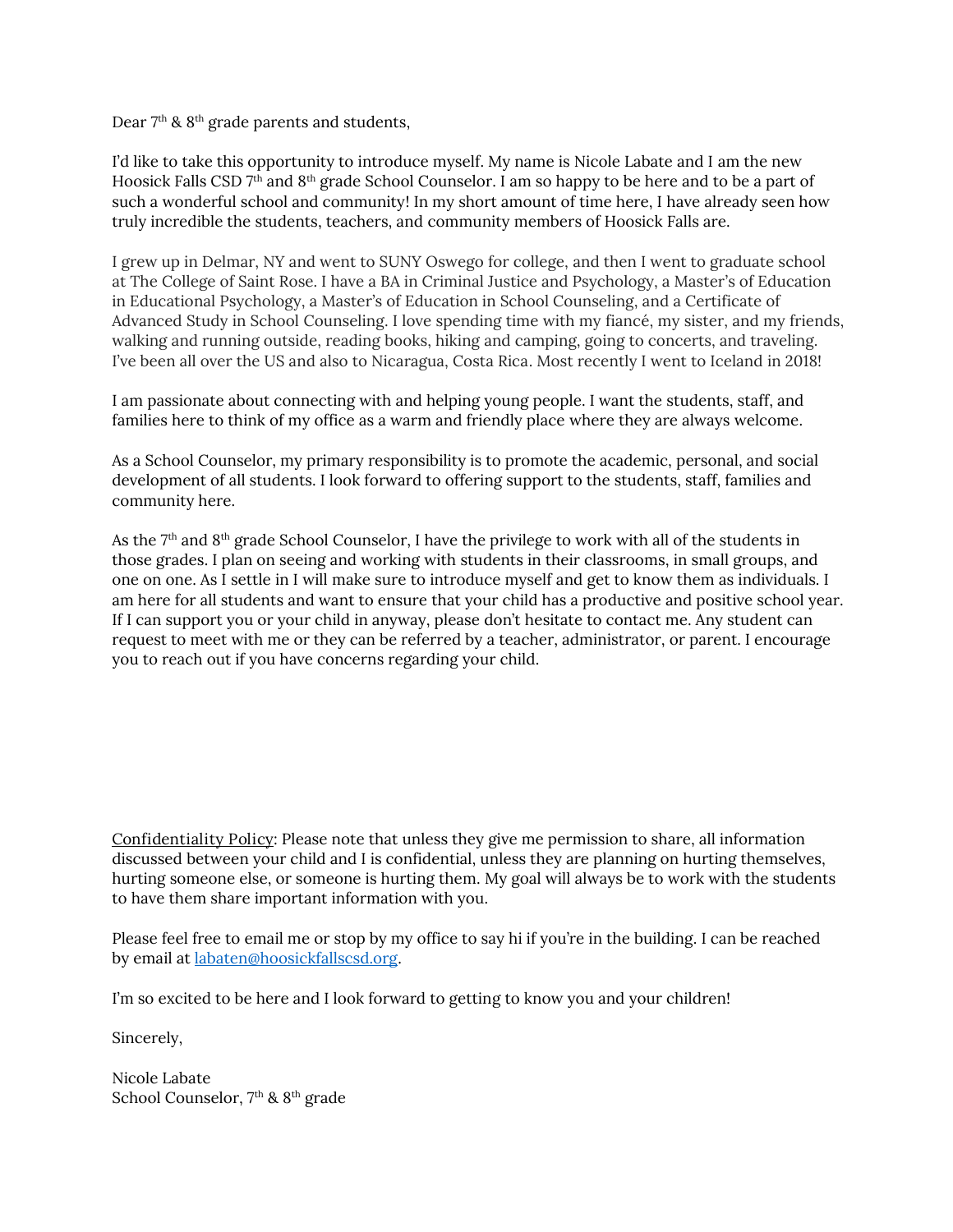Dear 7th & 8th grade parents and students,

I'd like to take this opportunity to introduce myself. My name is Nicole Labate and I am the new Hoosick Falls CSD 7th and 8th grade School Counselor. I am so happy to be here and to be a part of such a wonderful school and community! In my short amount of time here, I have already seen how truly incredible the students, teachers, and community members of Hoosick Falls are.

I grew up in Delmar, NY and went to SUNY Oswego for college, and then I went to graduate school at The College of Saint Rose. I have a BA in Criminal Justice and Psychology, a Master's of Education in Educational Psychology, a Master's of Education in School Counseling, and a Certificate of Advanced Study in School Counseling. I love spending time with my fiancé, my sister, and my friends, walking and running outside, reading books, hiking and camping, going to concerts, and traveling. I've been all over the US and also to Nicaragua, Costa Rica. Most recently I went to Iceland in 2018!

I am passionate about connecting with and helping young people. I want the students, staff, and families here to think of my office as a warm and friendly place where they are always welcome.

As a School Counselor, my primary responsibility is to promote the academic, personal, and social development of all students. I look forward to offering support to the students, staff, families and community here.

As the 7th and 8th grade School Counselor, I have the privilege to work with all of the students in those grades. I plan on seeing and working with students in their classrooms, in small groups, and one on one. As I settle in I will make sure to introduce myself and get to know them as individuals. I am here for all students and want to ensure that your child has a productive and positive school year. If I can support you or your child in anyway, please don't hesitate to contact me. Any student can request to meet with me or they can be referred by a teacher, administrator, or parent. I encourage you to reach out if you have concerns regarding your child.

Confidentiality Policy: Please note that unless they give me permission to share, all information discussed between your child and I is confidential, unless they are planning on hurting themselves, hurting someone else, or someone is hurting them. My goal will always be to work with the students to have them share important information with you.

Please feel free to email me or stop by my office to say hi if you're in the building. I can be reached by email at labaten@hoosickfallscsd.org.

I'm so excited to be here and I look forward to getting to know you and your children!

Sincerely,

Nicole Labate
School Counselor, 7th & 8th grade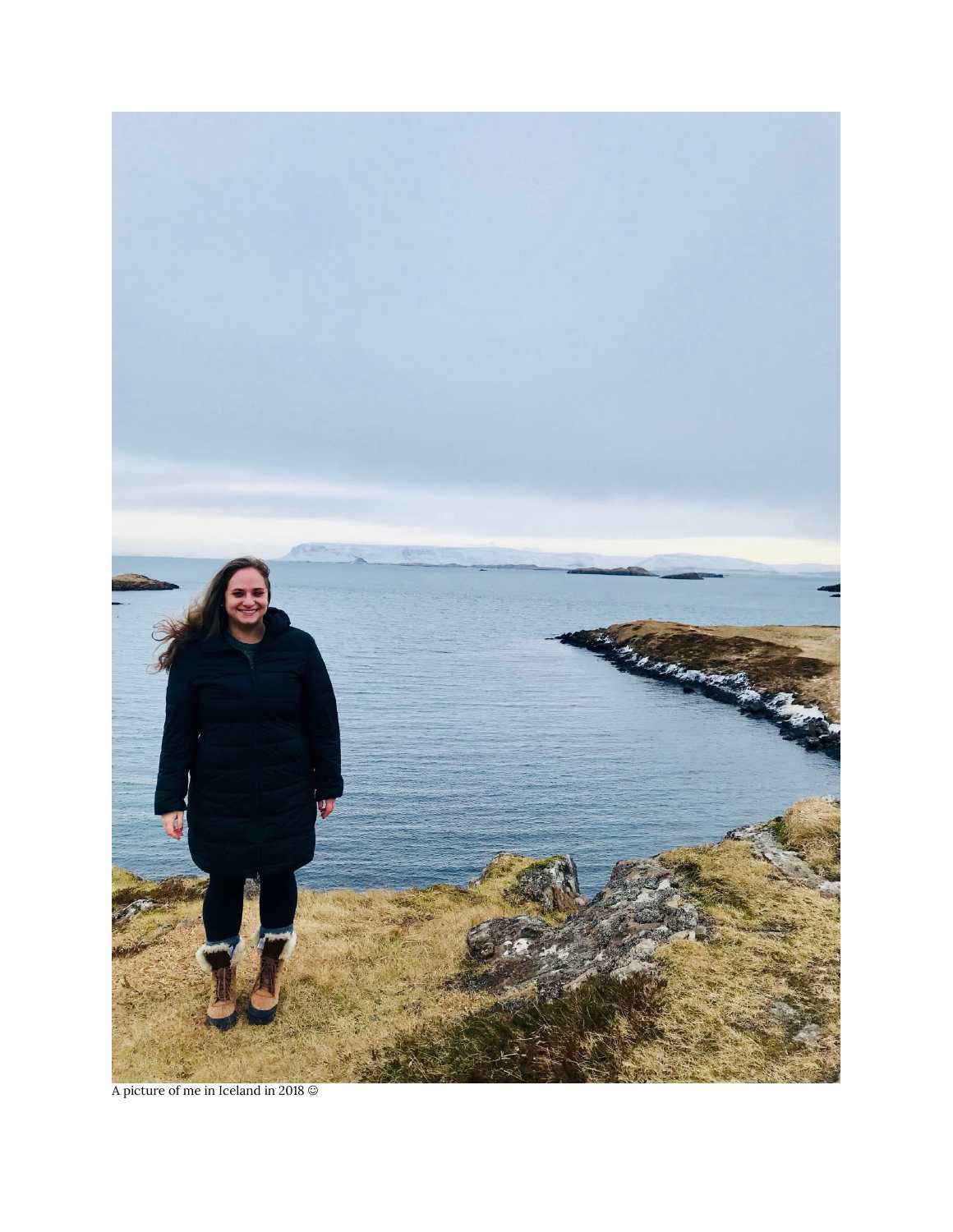A picture of me in Iceland in 2018 ☺